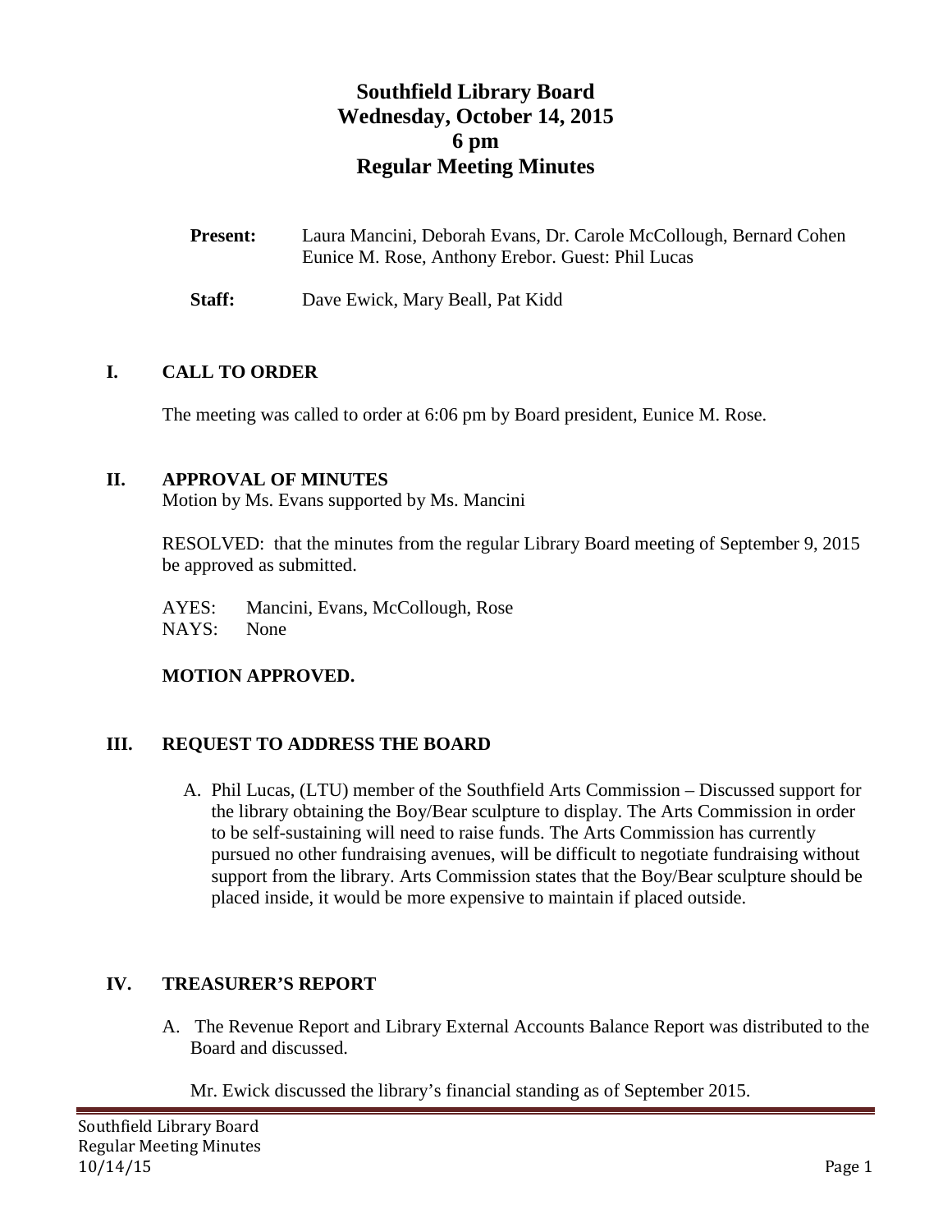# Southfield Library Board
# Wednesday, October 14, 2015
# 6 pm
# Regular Meeting Minutes

**Present:** Laura Mancini, Deborah Evans, Dr. Carole McCollough, Bernard Cohen Eunice M. Rose, Anthony Erebor. Guest: Phil Lucas

**Staff:** Dave Ewick, Mary Beall, Pat Kidd

## I. CALL TO ORDER

The meeting was called to order at 6:06 pm by Board president, Eunice M. Rose.

## II. APPROVAL OF MINUTES

Motion by Ms. Evans supported by Ms. Mancini

RESOLVED: that the minutes from the regular Library Board meeting of September 9, 2015 be approved as submitted.

AYES: Mancini, Evans, McCollough, Rose
NAYS: None

**MOTION APPROVED.**

## III. REQUEST TO ADDRESS THE BOARD

A. Phil Lucas, (LTU) member of the Southfield Arts Commission – Discussed support for the library obtaining the Boy/Bear sculpture to display. The Arts Commission in order to be self-sustaining will need to raise funds. The Arts Commission has currently pursued no other fundraising avenues, will be difficult to negotiate fundraising without support from the library. Arts Commission states that the Boy/Bear sculpture should be placed inside, it would be more expensive to maintain if placed outside.

## IV. TREASURER'S REPORT

A. The Revenue Report and Library External Accounts Balance Report was distributed to the Board and discussed.

Mr. Ewick discussed the library's financial standing as of September 2015.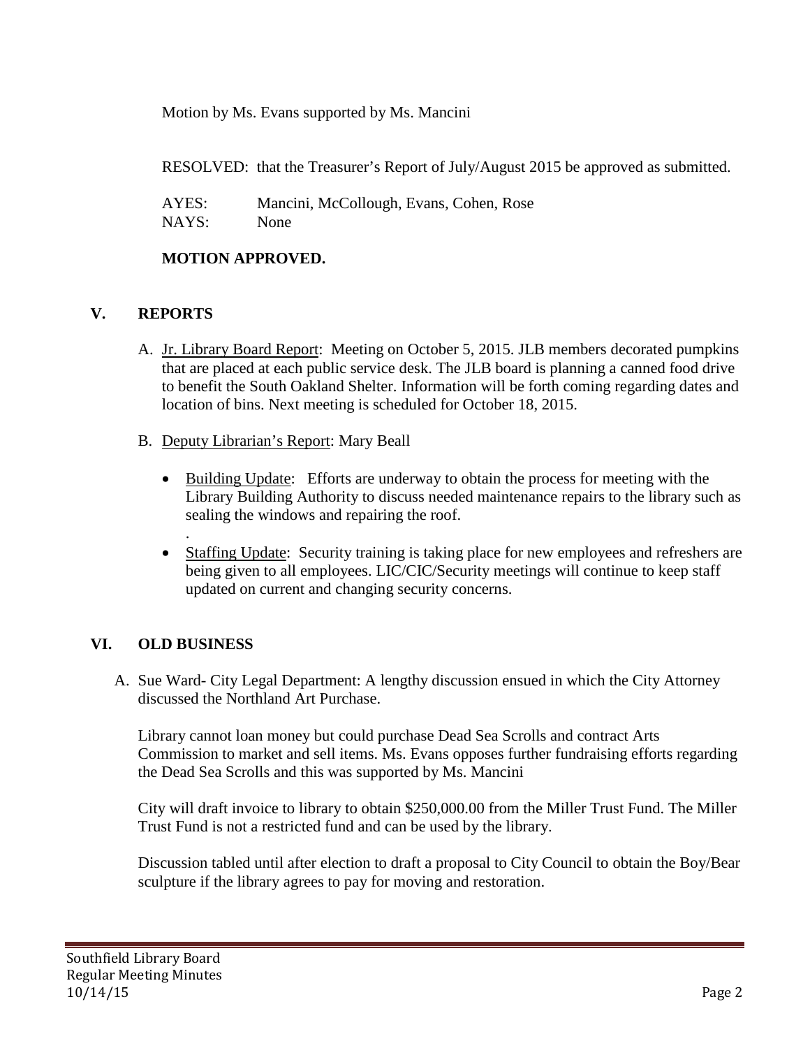Motion by Ms. Evans supported by Ms. Mancini

RESOLVED: that the Treasurer's Report of July/August 2015 be approved as submitted.

AYES: Mancini, McCollough, Evans, Cohen, Rose
NAYS: None

**MOTION APPROVED.**

## V. REPORTS

A. Jr. Library Board Report: Meeting on October 5, 2015. JLB members decorated pumpkins that are placed at each public service desk. The JLB board is planning a canned food drive to benefit the South Oakland Shelter. Information will be forth coming regarding dates and location of bins. Next meeting is scheduled for October 18, 2015.

B. Deputy Librarian's Report: Mary Beall

- Building Update: Efforts are underway to obtain the process for meeting with the Library Building Authority to discuss needed maintenance repairs to the library such as sealing the windows and repairing the roof.
.
- Staffing Update: Security training is taking place for new employees and refreshers are being given to all employees. LIC/CIC/Security meetings will continue to keep staff updated on current and changing security concerns.

## VI. OLD BUSINESS

A. Sue Ward- City Legal Department: A lengthy discussion ensued in which the City Attorney discussed the Northland Art Purchase.

Library cannot loan money but could purchase Dead Sea Scrolls and contract Arts Commission to market and sell items. Ms. Evans opposes further fundraising efforts regarding the Dead Sea Scrolls and this was supported by Ms. Mancini

City will draft invoice to library to obtain $250,000.00 from the Miller Trust Fund. The Miller Trust Fund is not a restricted fund and can be used by the library.

Discussion tabled until after election to draft a proposal to City Council to obtain the Boy/Bear sculpture if the library agrees to pay for moving and restoration.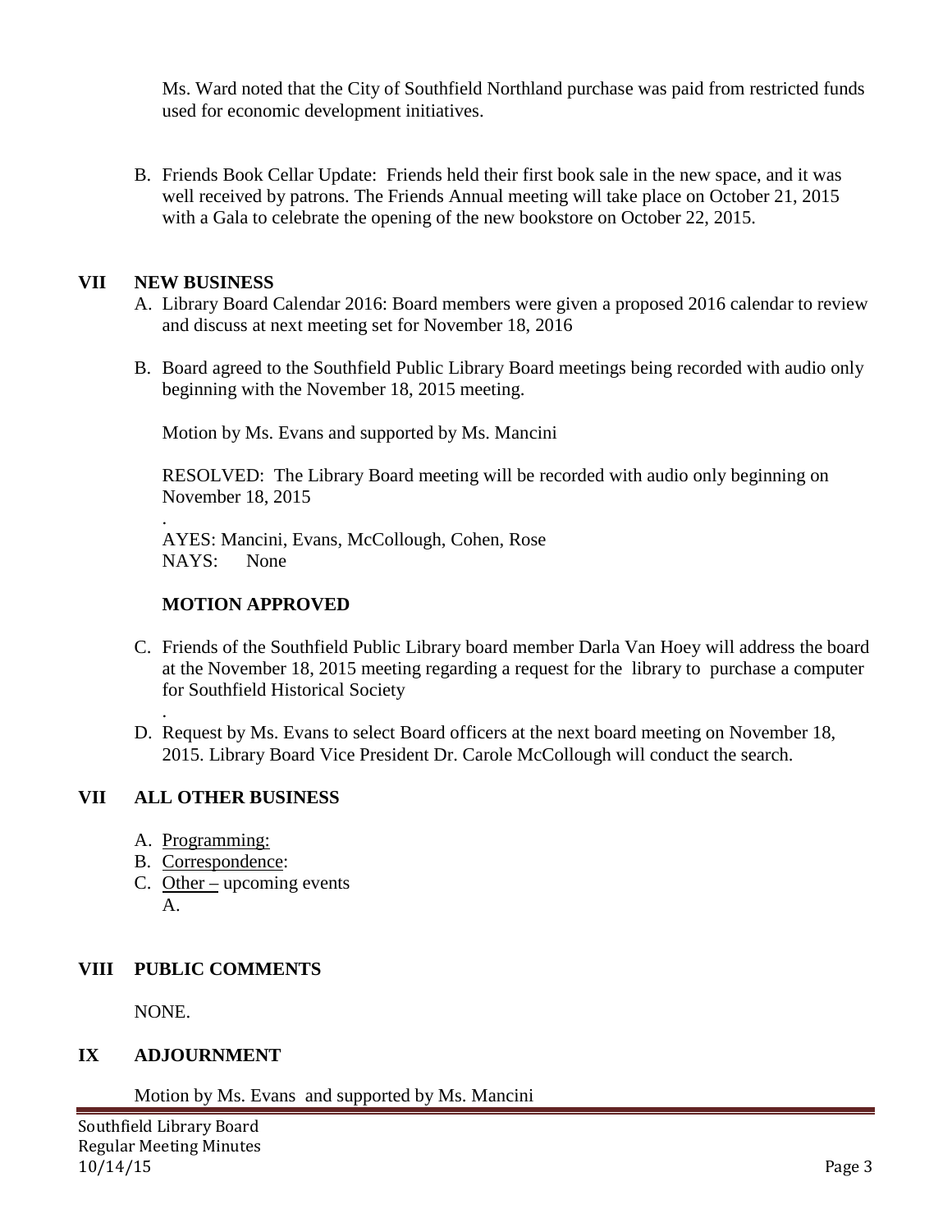Ms. Ward noted that the City of Southfield Northland purchase was paid from restricted funds used for economic development initiatives.

B. Friends Book Cellar Update: Friends held their first book sale in the new space, and it was well received by patrons. The Friends Annual meeting will take place on October 21, 2015 with a Gala to celebrate the opening of the new bookstore on October 22, 2015.

## VII NEW BUSINESS

A. Library Board Calendar 2016: Board members were given a proposed 2016 calendar to review and discuss at next meeting set for November 18, 2016

B. Board agreed to the Southfield Public Library Board meetings being recorded with audio only beginning with the November 18, 2015 meeting.

Motion by Ms. Evans and supported by Ms. Mancini

RESOLVED: The Library Board meeting will be recorded with audio only beginning on November 18, 2015

.

AYES: Mancini, Evans, McCollough, Cohen, Rose
NAYS: None

**MOTION APPROVED**

C. Friends of the Southfield Public Library board member Darla Van Hoey will address the board at the November 18, 2015 meeting regarding a request for the library to purchase a computer for Southfield Historical Society

.

D. Request by Ms. Evans to select Board officers at the next board meeting on November 18, 2015. Library Board Vice President Dr. Carole McCollough will conduct the search.

## VII ALL OTHER BUSINESS

A. Programming:
B. Correspondence:
C. Other – upcoming events
   A.

## VIII PUBLIC COMMENTS

NONE.

## IX ADJOURNMENT

Motion by Ms. Evans and supported by Ms. Mancini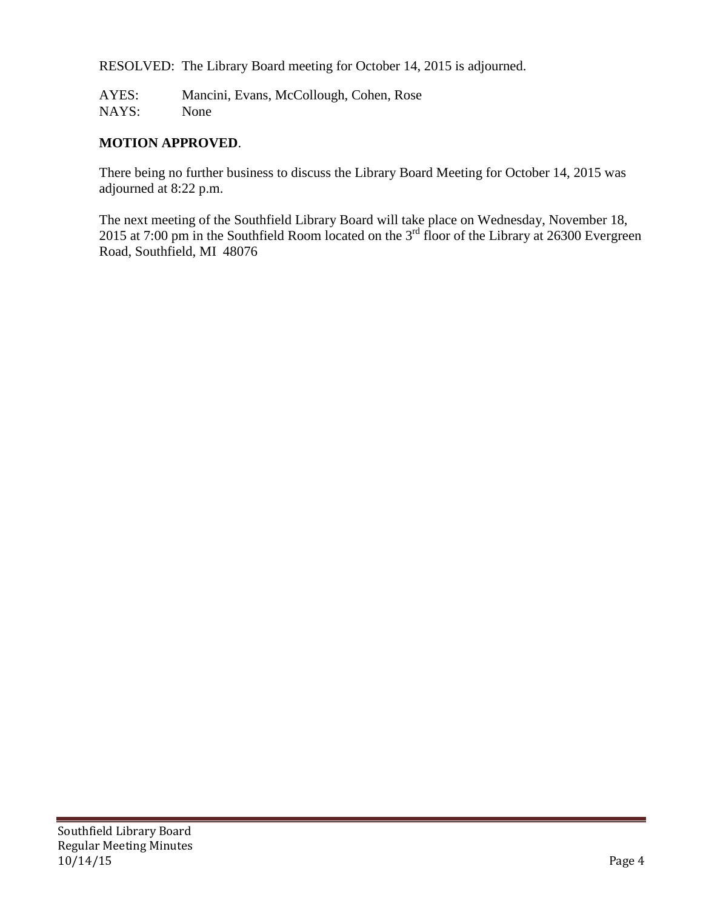RESOLVED: The Library Board meeting for October 14, 2015 is adjourned.

AYES: Mancini, Evans, McCollough, Cohen, Rose
NAYS: None

**MOTION APPROVED**.

There being no further business to discuss the Library Board Meeting for October 14, 2015 was adjourned at 8:22 p.m.

The next meeting of the Southfield Library Board will take place on Wednesday, November 18, 2015 at 7:00 pm in the Southfield Room located on the 3rd floor of the Library at 26300 Evergreen Road, Southfield, MI 48076